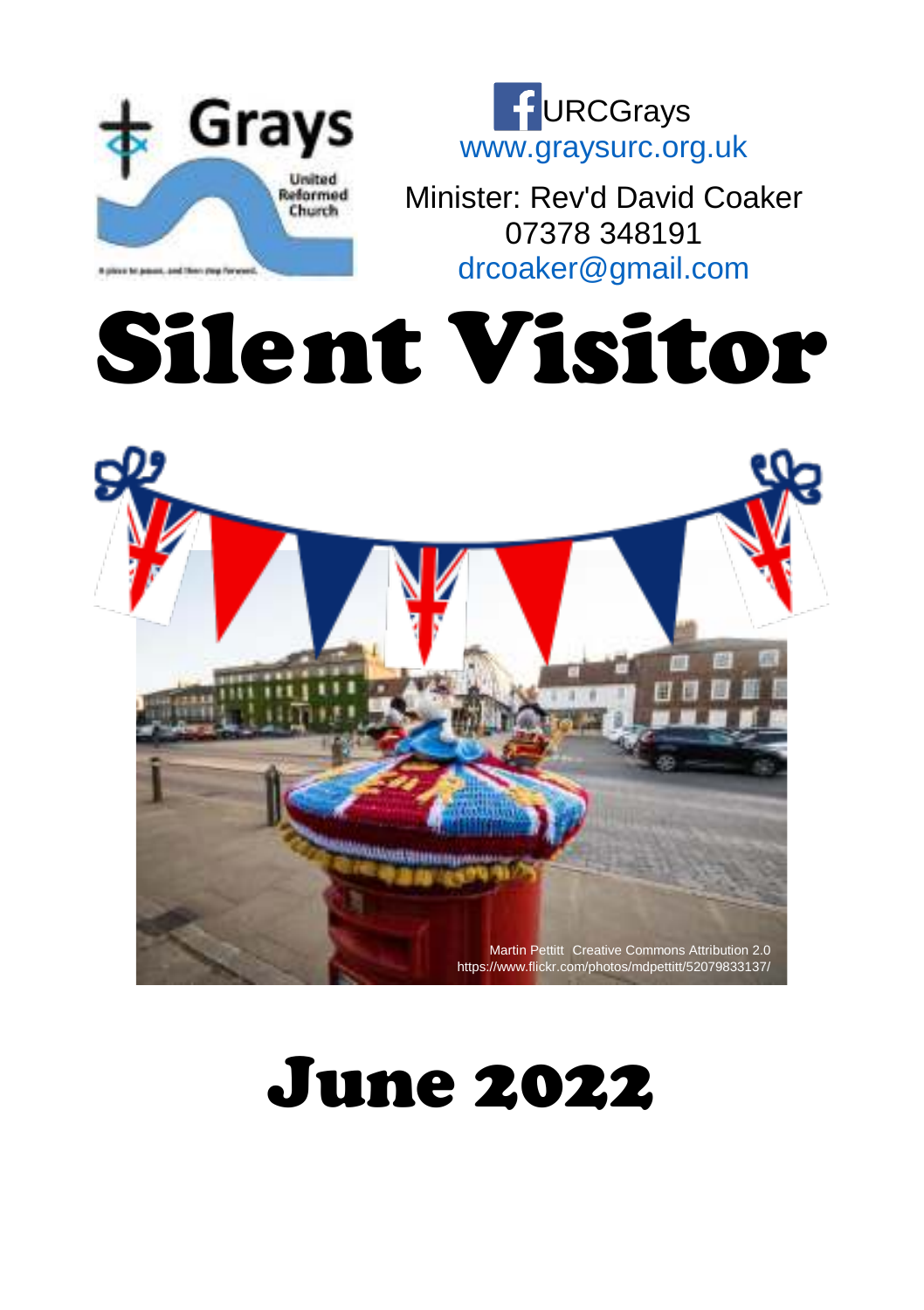Grays United Reformed Church

A place to pause, and then step forward.

URCGrays
www.graysurc.org.uk

Minister: Rev'd David Coaker
07378 348191
drcoaker@gmail.com

# Silent Visitor

Martin Pettitt Creative Commons Attribution 2.0
https://www.flickr.com/photos/mdpettitt/52079833137/

# June 2022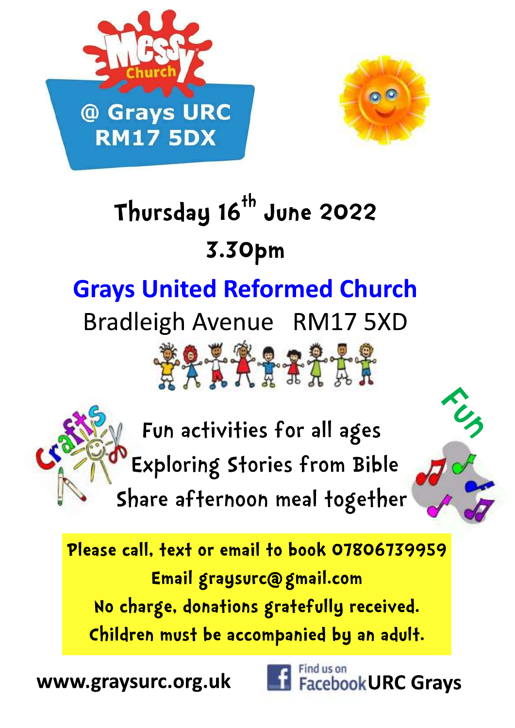# Messy Church @ Grays URC RM17 5DX

## Thursday 16th June 2022

## 3.30pm

## Grays United Reformed Church

Bradleigh Avenue RM17 5XD

Crafts

Fun

Fun activities for all ages

Exploring Stories from Bible

Share afternoon meal together

**Please call, text or email to book 07806739959**

**Email graysurc@gmail.com**

**No charge, donations gratefully received.**

**Children must be accompanied by an adult.**

**www.graysurc.org.uk**

Find us on Facebook **URC Grays**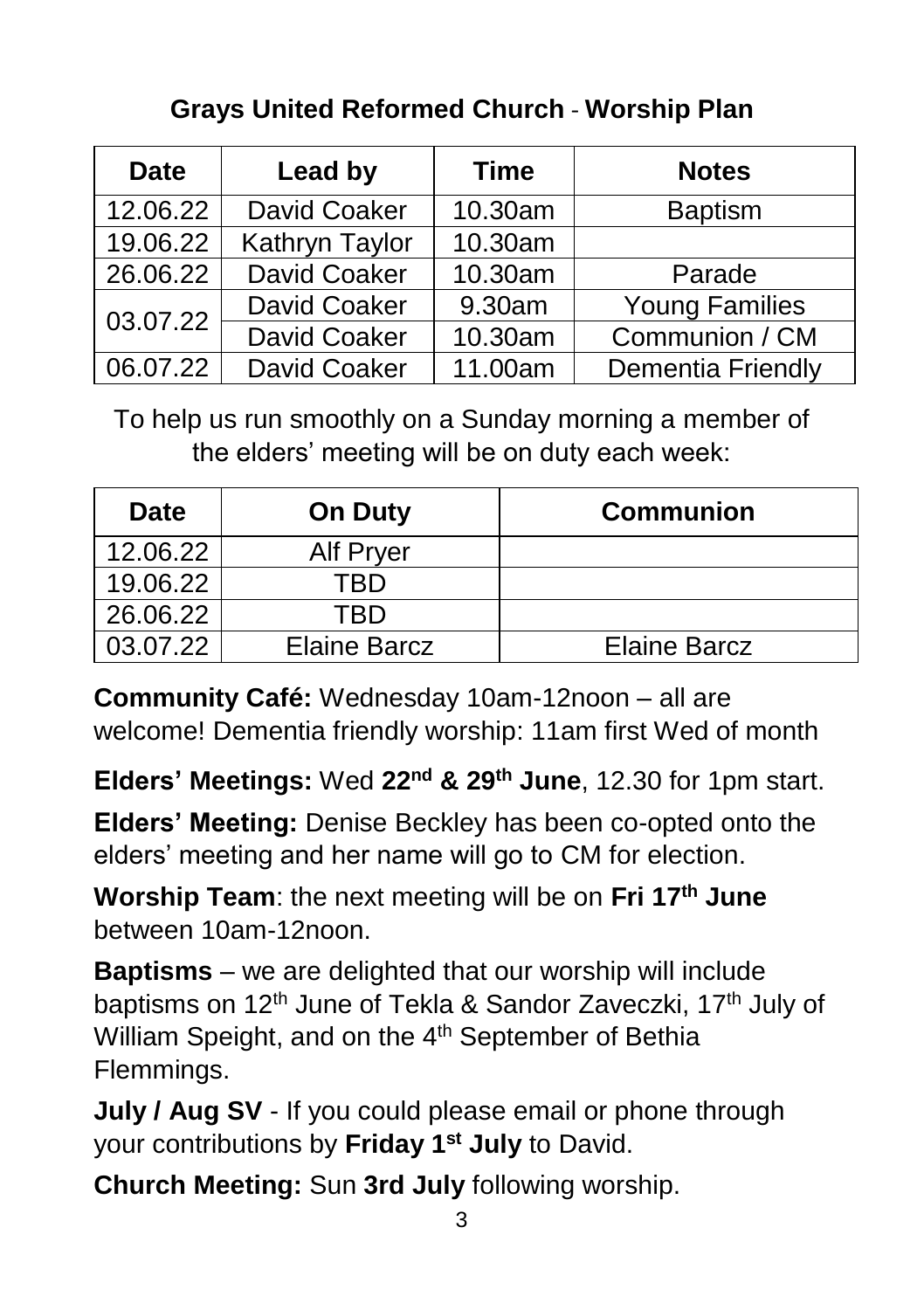## Grays United Reformed Church - Worship Plan

| Date | Lead by | Time | Notes |
|---|---|---|---|
| 12.06.22 | David Coaker | 10.30am | Baptism |
| 19.06.22 | Kathryn Taylor | 10.30am | |
| 26.06.22 | David Coaker | 10.30am | Parade |
| 03.07.22 | David Coaker | 9.30am | Young Families |
| | David Coaker | 10.30am | Communion / CM |
| 06.07.22 | David Coaker | 11.00am | Dementia Friendly |

To help us run smoothly on a Sunday morning a member of the elders' meeting will be on duty each week:

| Date | On Duty | Communion |
|---|---|---|
| 12.06.22 | Alf Pryer | |
| 19.06.22 | TBD | |
| 26.06.22 | TBD | |
| 03.07.22 | Elaine Barcz | Elaine Barcz |

**Community Café:** Wednesday 10am-12noon – all are welcome! Dementia friendly worship: 11am first Wed of month

**Elders' Meetings:** Wed **22nd & 29th June**, 12.30 for 1pm start.

**Elders' Meeting:** Denise Beckley has been co-opted onto the elders' meeting and her name will go to CM for election.

**Worship Team**: the next meeting will be on **Fri 17th June** between 10am-12noon.

**Baptisms** – we are delighted that our worship will include baptisms on 12th June of Tekla & Sandor Zaveczki, 17th July of William Speight, and on the 4th September of Bethia Flemmings.

**July / Aug SV** - If you could please email or phone through your contributions by **Friday 1st July** to David.

**Church Meeting:** Sun **3rd July** following worship.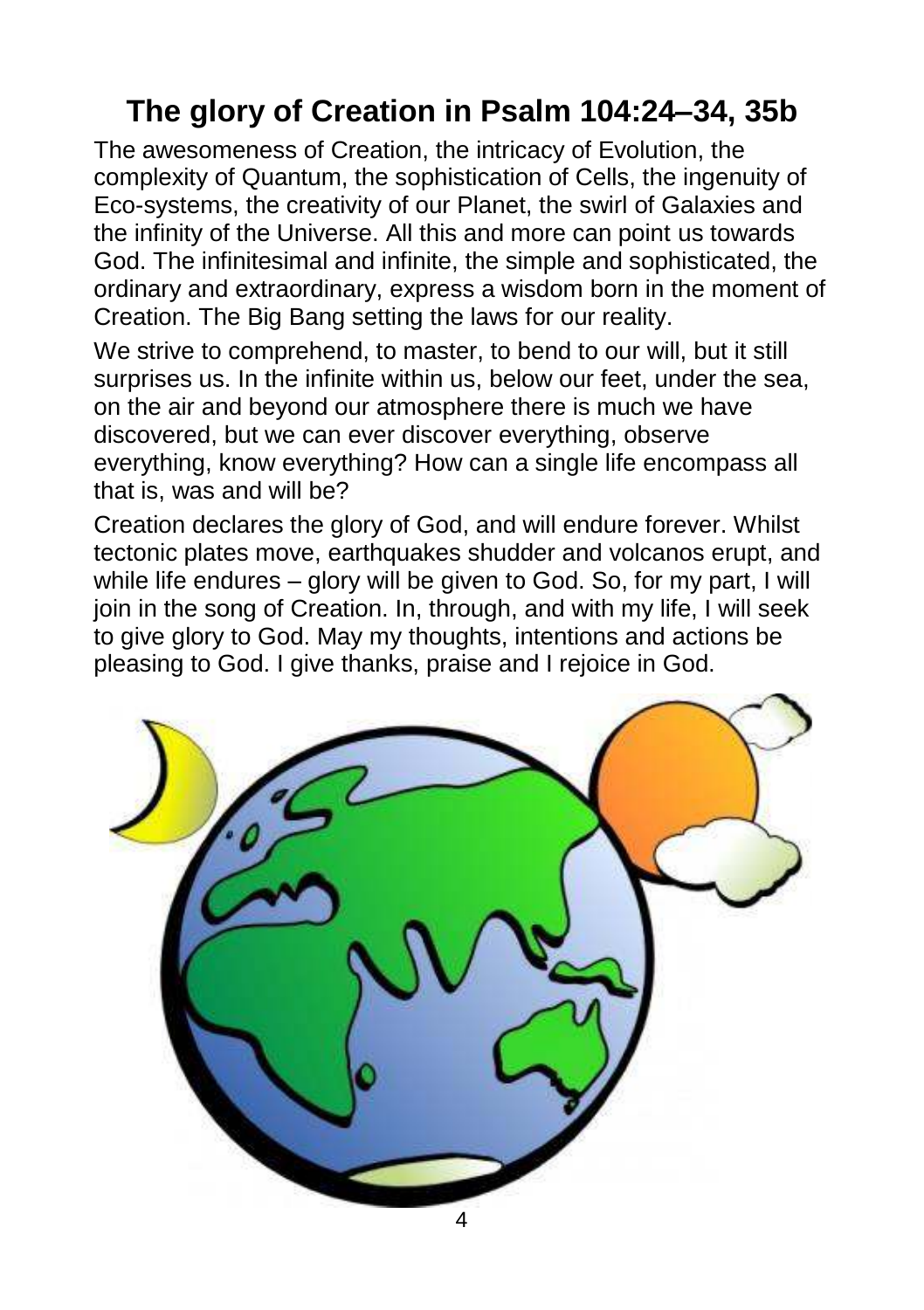# The glory of Creation in Psalm 104:24–34, 35b

The awesomeness of Creation, the intricacy of Evolution, the complexity of Quantum, the sophistication of Cells, the ingenuity of Eco-systems, the creativity of our Planet, the swirl of Galaxies and the infinity of the Universe. All this and more can point us towards God. The infinitesimal and infinite, the simple and sophisticated, the ordinary and extraordinary, express a wisdom born in the moment of Creation. The Big Bang setting the laws for our reality.

We strive to comprehend, to master, to bend to our will, but it still surprises us. In the infinite within us, below our feet, under the sea, on the air and beyond our atmosphere there is much we have discovered, but we can ever discover everything, observe everything, know everything? How can a single life encompass all that is, was and will be?

Creation declares the glory of God, and will endure forever. Whilst tectonic plates move, earthquakes shudder and volcanos erupt, and while life endures – glory will be given to God. So, for my part, I will join in the song of Creation. In, through, and with my life, I will seek to give glory to God. May my thoughts, intentions and actions be pleasing to God. I give thanks, praise and I rejoice in God.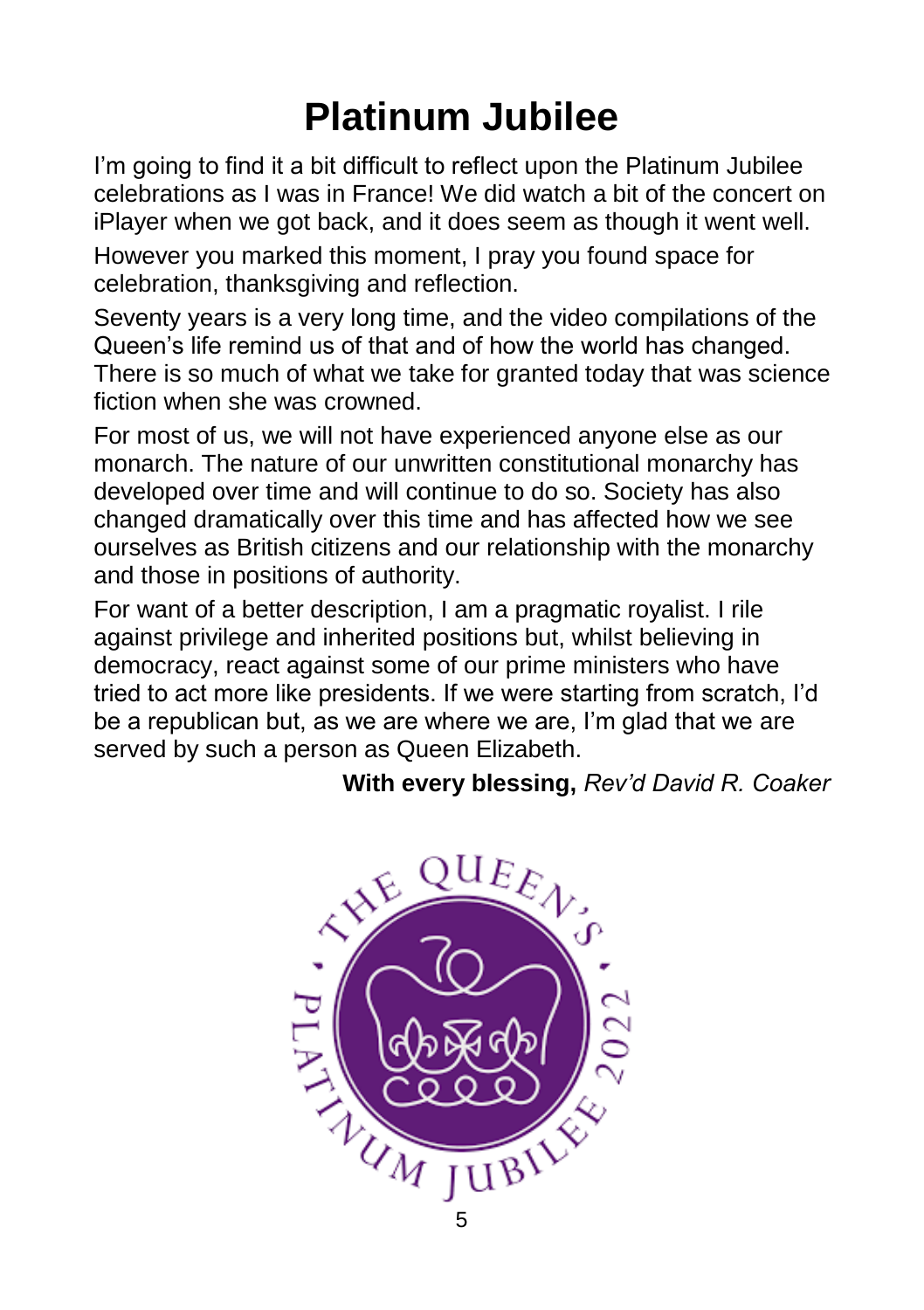# Platinum Jubilee

I'm going to find it a bit difficult to reflect upon the Platinum Jubilee celebrations as I was in France! We did watch a bit of the concert on iPlayer when we got back, and it does seem as though it went well.

However you marked this moment, I pray you found space for celebration, thanksgiving and reflection.

Seventy years is a very long time, and the video compilations of the Queen's life remind us of that and of how the world has changed. There is so much of what we take for granted today that was science fiction when she was crowned.

For most of us, we will not have experienced anyone else as our monarch. The nature of our unwritten constitutional monarchy has developed over time and will continue to do so. Society has also changed dramatically over this time and has affected how we see ourselves as British citizens and our relationship with the monarchy and those in positions of authority.

For want of a better description, I am a pragmatic royalist. I rile against privilege and inherited positions but, whilst believing in democracy, react against some of our prime ministers who have tried to act more like presidents. If we were starting from scratch, I'd be a republican but, as we are where we are, I'm glad that we are served by such a person as Queen Elizabeth.

**With every blessing,** *Rev'd David R. Coaker*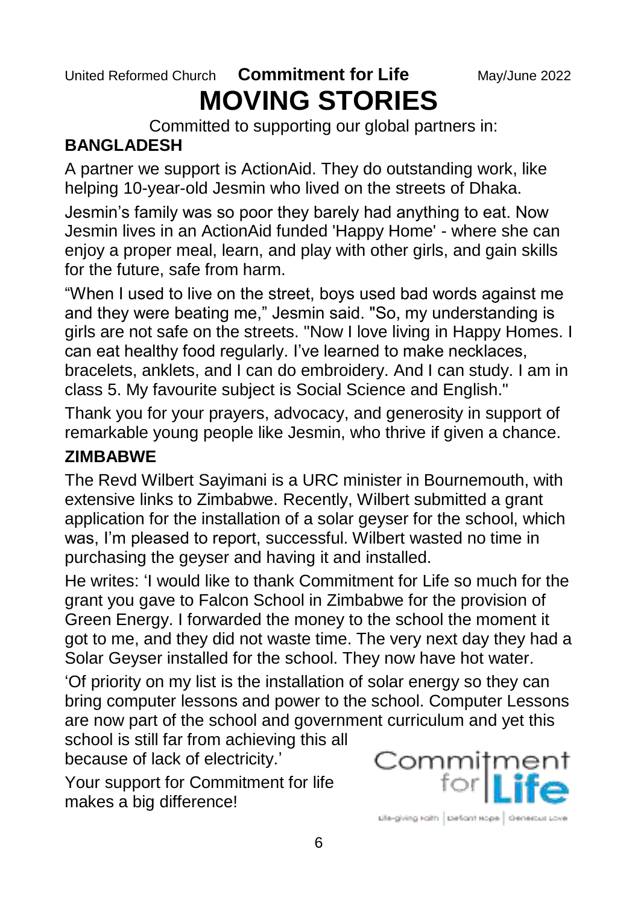United Reformed Church **Commitment for Life** May/June 2022

# MOVING STORIES

Committed to supporting our global partners in:

## BANGLADESH

A partner we support is ActionAid. They do outstanding work, like helping 10-year-old Jesmin who lived on the streets of Dhaka.

Jesmin's family was so poor they barely had anything to eat. Now Jesmin lives in an ActionAid funded 'Happy Home' - where she can enjoy a proper meal, learn, and play with other girls, and gain skills for the future, safe from harm.

"When I used to live on the street, boys used bad words against me and they were beating me," Jesmin said. "So, my understanding is girls are not safe on the streets. "Now I love living in Happy Homes. I can eat healthy food regularly. I've learned to make necklaces, bracelets, anklets, and I can do embroidery. And I can study. I am in class 5. My favourite subject is Social Science and English."

Thank you for your prayers, advocacy, and generosity in support of remarkable young people like Jesmin, who thrive if given a chance.

## ZIMBABWE

The Revd Wilbert Sayimani is a URC minister in Bournemouth, with extensive links to Zimbabwe. Recently, Wilbert submitted a grant application for the installation of a solar geyser for the school, which was, I'm pleased to report, successful. Wilbert wasted no time in purchasing the geyser and having it and installed.

He writes: 'I would like to thank Commitment for Life so much for the grant you gave to Falcon School in Zimbabwe for the provision of Green Energy. I forwarded the money to the school the moment it got to me, and they did not waste time. The very next day they had a Solar Geyser installed for the school. They now have hot water.

'Of priority on my list is the installation of solar energy so they can bring computer lessons and power to the school. Computer Lessons are now part of the school and government curriculum and yet this school is still far from achieving this all because of lack of electricity.'

Your support for Commitment for life makes a big difference!

Commitment for Life

Life-giving Faith | Defiant Hope | Generous Love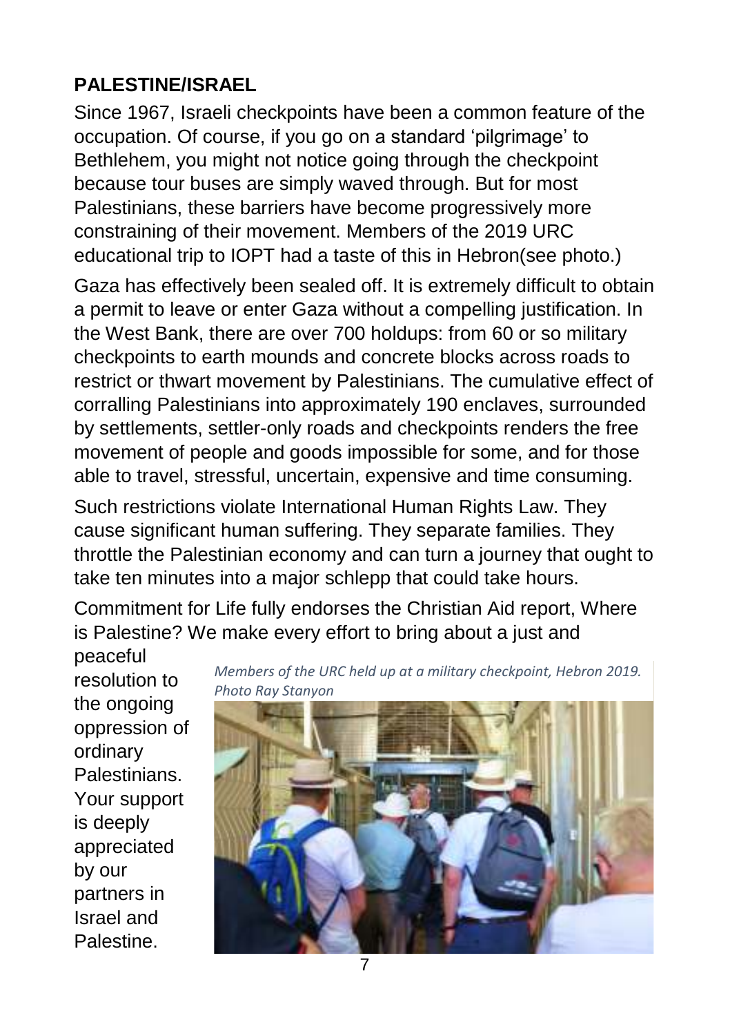## PALESTINE/ISRAEL

Since 1967, Israeli checkpoints have been a common feature of the occupation. Of course, if you go on a standard 'pilgrimage' to Bethlehem, you might not notice going through the checkpoint because tour buses are simply waved through. But for most Palestinians, these barriers have become progressively more constraining of their movement. Members of the 2019 URC educational trip to IOPT had a taste of this in Hebron(see photo.)

Gaza has effectively been sealed off. It is extremely difficult to obtain a permit to leave or enter Gaza without a compelling justification. In the West Bank, there are over 700 holdups: from 60 or so military checkpoints to earth mounds and concrete blocks across roads to restrict or thwart movement by Palestinians. The cumulative effect of corralling Palestinians into approximately 190 enclaves, surrounded by settlements, settler-only roads and checkpoints renders the free movement of people and goods impossible for some, and for those able to travel, stressful, uncertain, expensive and time consuming.

Such restrictions violate International Human Rights Law. They cause significant human suffering. They separate families. They throttle the Palestinian economy and can turn a journey that ought to take ten minutes into a major schlepp that could take hours.

Commitment for Life fully endorses the Christian Aid report, Where is Palestine? We make every effort to bring about a just and peaceful resolution to the ongoing oppression of ordinary Palestinians. Your support is deeply appreciated by our partners in Israel and Palestine.

*Members of the URC held up at a military checkpoint, Hebron 2019. Photo Ray Stanyon*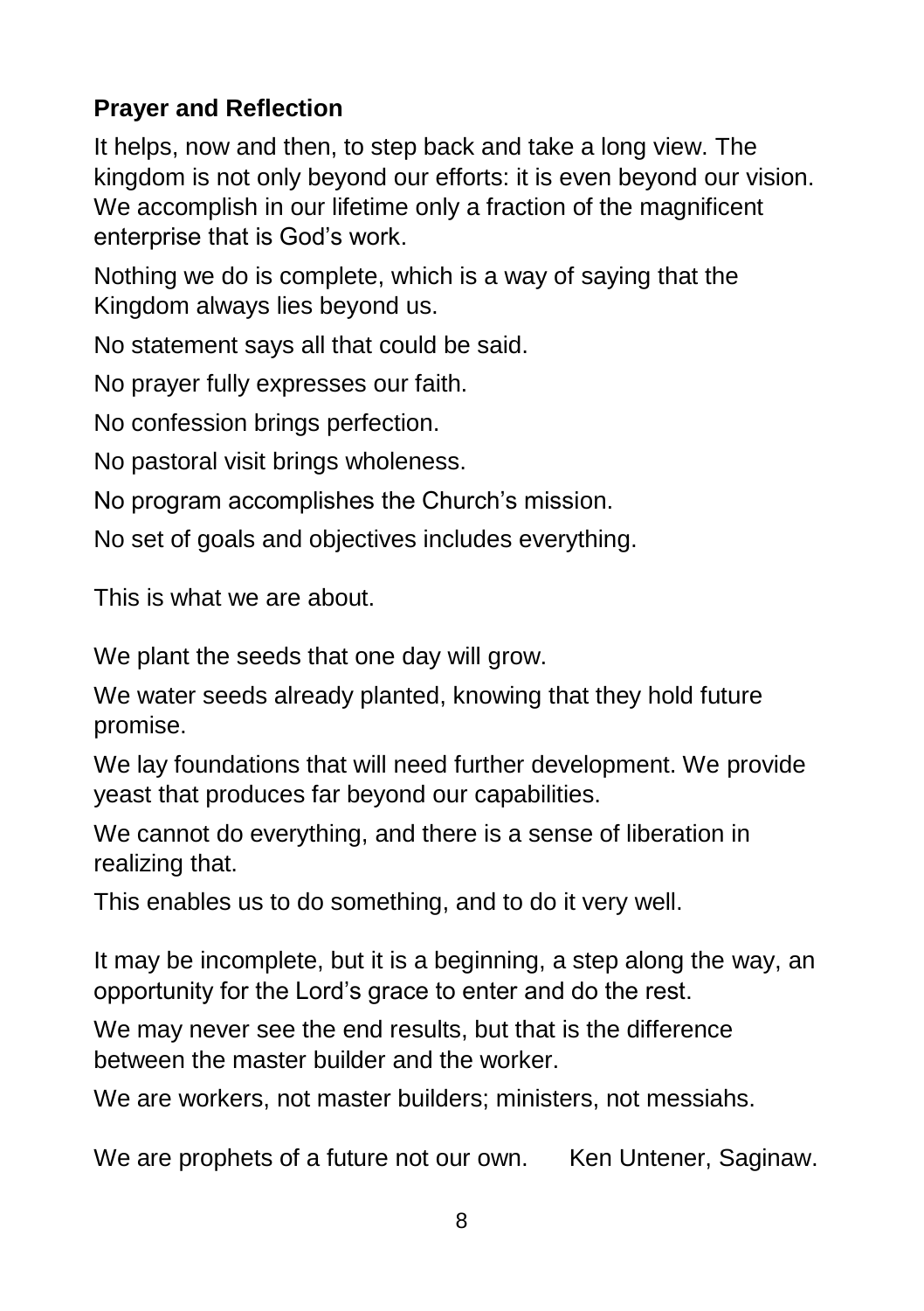**Prayer and Reflection**

It helps, now and then, to step back and take a long view. The kingdom is not only beyond our efforts: it is even beyond our vision. We accomplish in our lifetime only a fraction of the magnificent enterprise that is God's work.

Nothing we do is complete, which is a way of saying that the Kingdom always lies beyond us.

No statement says all that could be said.

No prayer fully expresses our faith.

No confession brings perfection.

No pastoral visit brings wholeness.

No program accomplishes the Church's mission.

No set of goals and objectives includes everything.

This is what we are about.

We plant the seeds that one day will grow.

We water seeds already planted, knowing that they hold future promise.

We lay foundations that will need further development. We provide yeast that produces far beyond our capabilities.

We cannot do everything, and there is a sense of liberation in realizing that.

This enables us to do something, and to do it very well.

It may be incomplete, but it is a beginning, a step along the way, an opportunity for the Lord's grace to enter and do the rest.

We may never see the end results, but that is the difference between the master builder and the worker.

We are workers, not master builders; ministers, not messiahs.

We are prophets of a future not our own. Ken Untener, Saginaw.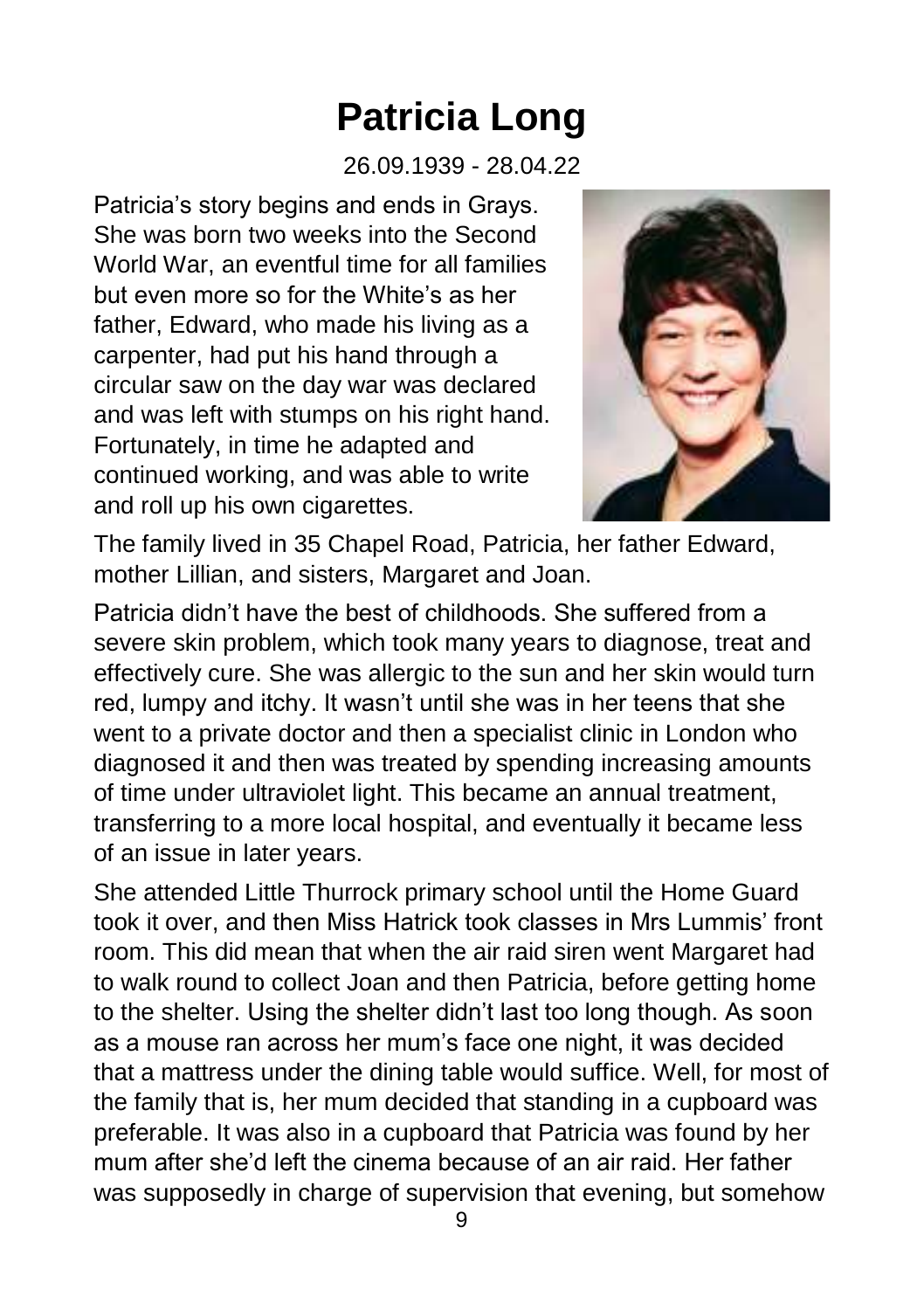# Patricia Long

26.09.1939 - 28.04.22

Patricia's story begins and ends in Grays. She was born two weeks into the Second World War, an eventful time for all families but even more so for the White's as her father, Edward, who made his living as a carpenter, had put his hand through a circular saw on the day war was declared and was left with stumps on his right hand. Fortunately, in time he adapted and continued working, and was able to write and roll up his own cigarettes.

The family lived in 35 Chapel Road, Patricia, her father Edward, mother Lillian, and sisters, Margaret and Joan.

Patricia didn't have the best of childhoods. She suffered from a severe skin problem, which took many years to diagnose, treat and effectively cure. She was allergic to the sun and her skin would turn red, lumpy and itchy. It wasn't until she was in her teens that she went to a private doctor and then a specialist clinic in London who diagnosed it and then was treated by spending increasing amounts of time under ultraviolet light. This became an annual treatment, transferring to a more local hospital, and eventually it became less of an issue in later years.

She attended Little Thurrock primary school until the Home Guard took it over, and then Miss Hatrick took classes in Mrs Lummis' front room. This did mean that when the air raid siren went Margaret had to walk round to collect Joan and then Patricia, before getting home to the shelter. Using the shelter didn't last too long though. As soon as a mouse ran across her mum's face one night, it was decided that a mattress under the dining table would suffice. Well, for most of the family that is, her mum decided that standing in a cupboard was preferable. It was also in a cupboard that Patricia was found by her mum after she'd left the cinema because of an air raid. Her father was supposedly in charge of supervision that evening, but somehow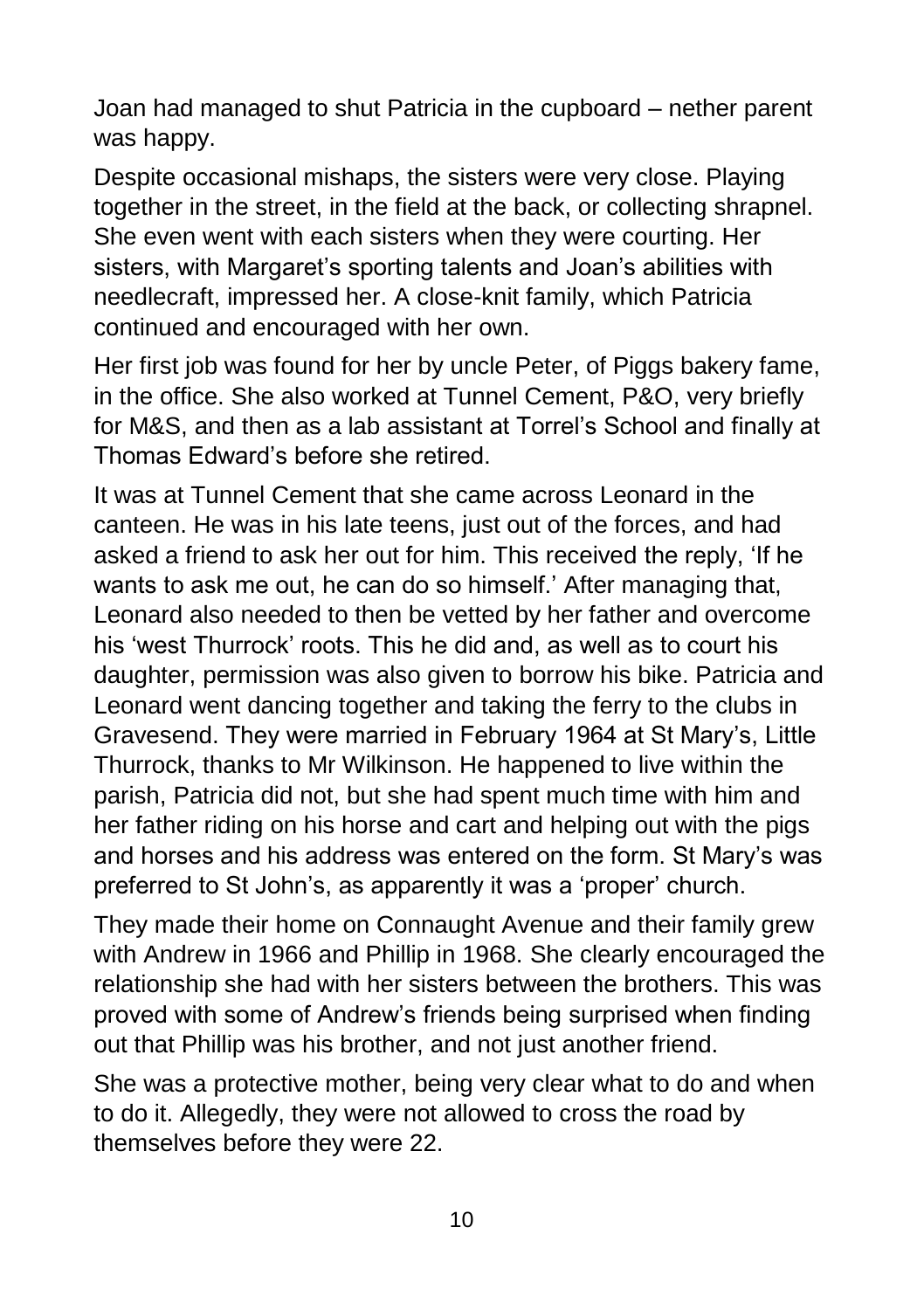Joan had managed to shut Patricia in the cupboard – nether parent was happy.

Despite occasional mishaps, the sisters were very close. Playing together in the street, in the field at the back, or collecting shrapnel. She even went with each sisters when they were courting. Her sisters, with Margaret's sporting talents and Joan's abilities with needlecraft, impressed her. A close-knit family, which Patricia continued and encouraged with her own.

Her first job was found for her by uncle Peter, of Piggs bakery fame, in the office. She also worked at Tunnel Cement, P&O, very briefly for M&S, and then as a lab assistant at Torrel's School and finally at Thomas Edward's before she retired.

It was at Tunnel Cement that she came across Leonard in the canteen. He was in his late teens, just out of the forces, and had asked a friend to ask her out for him. This received the reply, 'If he wants to ask me out, he can do so himself.' After managing that, Leonard also needed to then be vetted by her father and overcome his 'west Thurrock' roots. This he did and, as well as to court his daughter, permission was also given to borrow his bike. Patricia and Leonard went dancing together and taking the ferry to the clubs in Gravesend. They were married in February 1964 at St Mary's, Little Thurrock, thanks to Mr Wilkinson. He happened to live within the parish, Patricia did not, but she had spent much time with him and her father riding on his horse and cart and helping out with the pigs and horses and his address was entered on the form. St Mary's was preferred to St John's, as apparently it was a 'proper' church.

They made their home on Connaught Avenue and their family grew with Andrew in 1966 and Phillip in 1968. She clearly encouraged the relationship she had with her sisters between the brothers. This was proved with some of Andrew's friends being surprised when finding out that Phillip was his brother, and not just another friend.

She was a protective mother, being very clear what to do and when to do it. Allegedly, they were not allowed to cross the road by themselves before they were 22.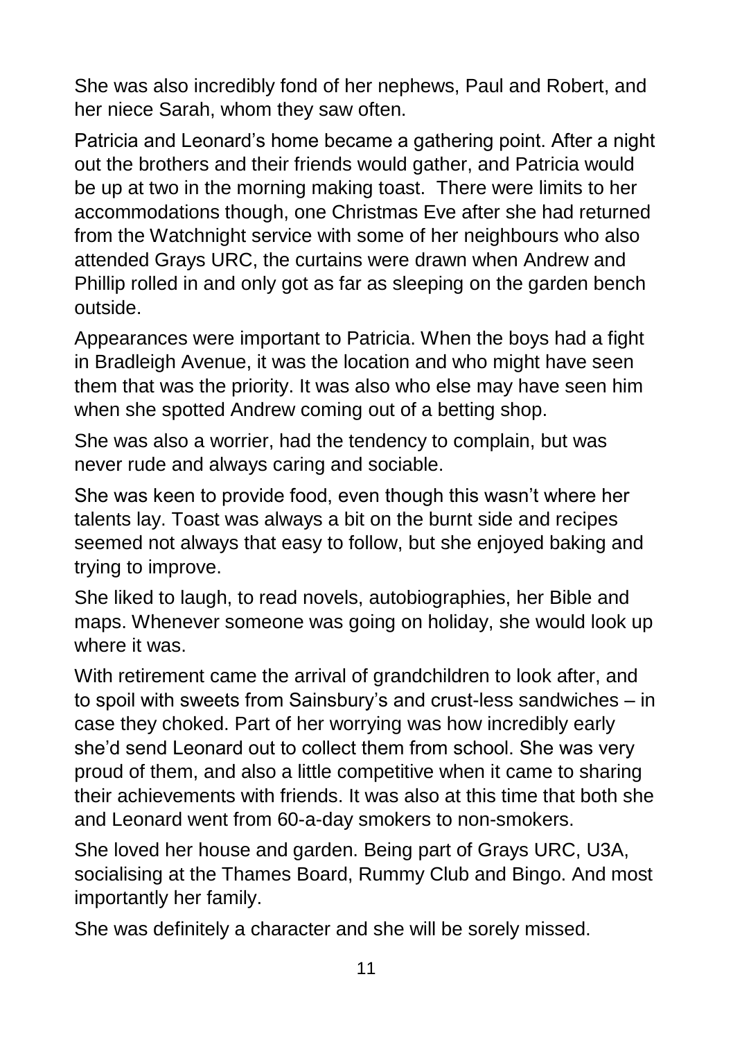She was also incredibly fond of her nephews, Paul and Robert, and her niece Sarah, whom they saw often.

Patricia and Leonard's home became a gathering point. After a night out the brothers and their friends would gather, and Patricia would be up at two in the morning making toast. There were limits to her accommodations though, one Christmas Eve after she had returned from the Watchnight service with some of her neighbours who also attended Grays URC, the curtains were drawn when Andrew and Phillip rolled in and only got as far as sleeping on the garden bench outside.

Appearances were important to Patricia. When the boys had a fight in Bradleigh Avenue, it was the location and who might have seen them that was the priority. It was also who else may have seen him when she spotted Andrew coming out of a betting shop.

She was also a worrier, had the tendency to complain, but was never rude and always caring and sociable.

She was keen to provide food, even though this wasn't where her talents lay. Toast was always a bit on the burnt side and recipes seemed not always that easy to follow, but she enjoyed baking and trying to improve.

She liked to laugh, to read novels, autobiographies, her Bible and maps. Whenever someone was going on holiday, she would look up where it was.

With retirement came the arrival of grandchildren to look after, and to spoil with sweets from Sainsbury's and crust-less sandwiches – in case they choked. Part of her worrying was how incredibly early she'd send Leonard out to collect them from school. She was very proud of them, and also a little competitive when it came to sharing their achievements with friends. It was also at this time that both she and Leonard went from 60-a-day smokers to non-smokers.

She loved her house and garden. Being part of Grays URC, U3A, socialising at the Thames Board, Rummy Club and Bingo. And most importantly her family.

She was definitely a character and she will be sorely missed.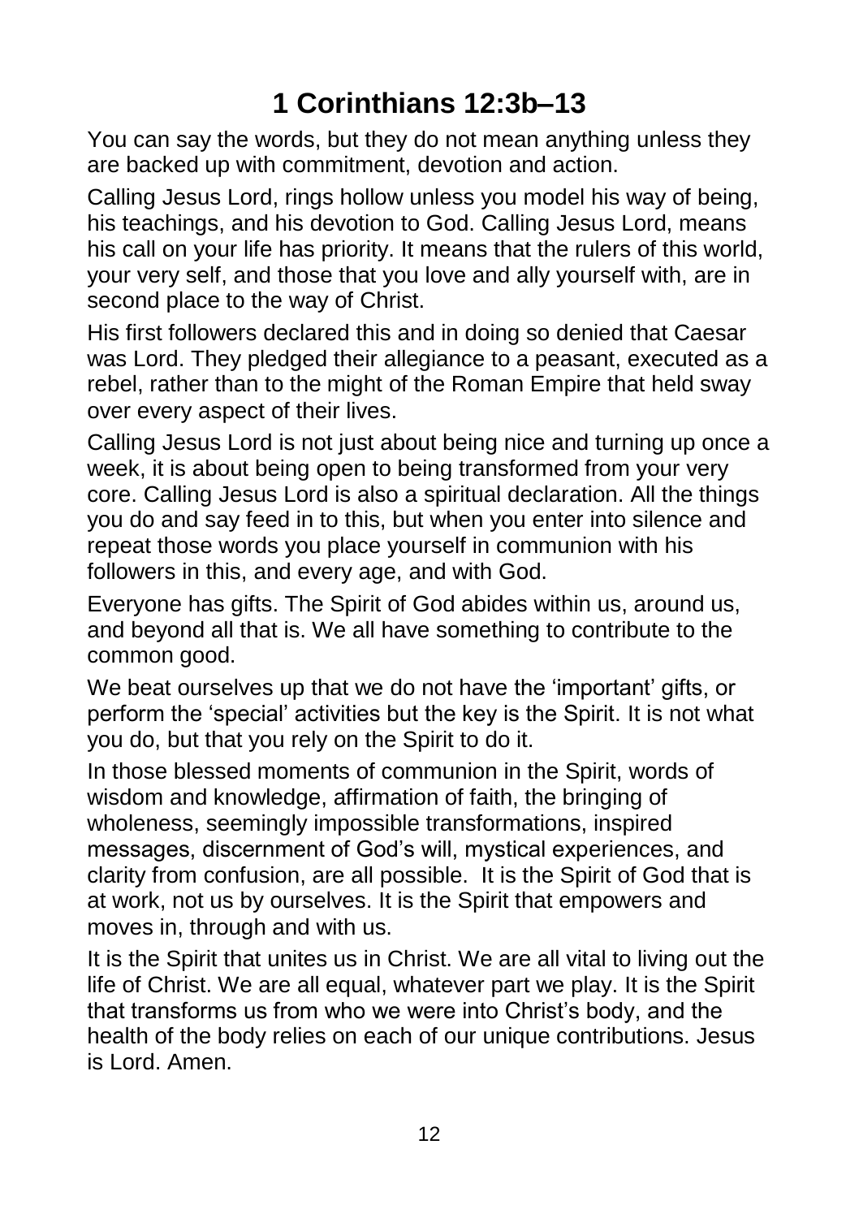# 1 Corinthians 12:3b–13

You can say the words, but they do not mean anything unless they are backed up with commitment, devotion and action.

Calling Jesus Lord, rings hollow unless you model his way of being, his teachings, and his devotion to God. Calling Jesus Lord, means his call on your life has priority. It means that the rulers of this world, your very self, and those that you love and ally yourself with, are in second place to the way of Christ.

His first followers declared this and in doing so denied that Caesar was Lord. They pledged their allegiance to a peasant, executed as a rebel, rather than to the might of the Roman Empire that held sway over every aspect of their lives.

Calling Jesus Lord is not just about being nice and turning up once a week, it is about being open to being transformed from your very core. Calling Jesus Lord is also a spiritual declaration. All the things you do and say feed in to this, but when you enter into silence and repeat those words you place yourself in communion with his followers in this, and every age, and with God.

Everyone has gifts. The Spirit of God abides within us, around us, and beyond all that is. We all have something to contribute to the common good.

We beat ourselves up that we do not have the 'important' gifts, or perform the 'special' activities but the key is the Spirit. It is not what you do, but that you rely on the Spirit to do it.

In those blessed moments of communion in the Spirit, words of wisdom and knowledge, affirmation of faith, the bringing of wholeness, seemingly impossible transformations, inspired messages, discernment of God's will, mystical experiences, and clarity from confusion, are all possible. It is the Spirit of God that is at work, not us by ourselves. It is the Spirit that empowers and moves in, through and with us.

It is the Spirit that unites us in Christ. We are all vital to living out the life of Christ. We are all equal, whatever part we play. It is the Spirit that transforms us from who we were into Christ's body, and the health of the body relies on each of our unique contributions. Jesus is Lord. Amen.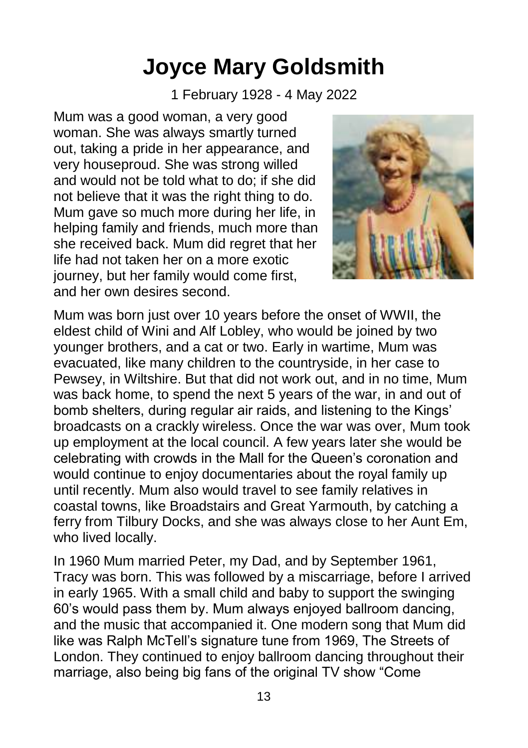# Joyce Mary Goldsmith

1 February 1928 - 4 May 2022

Mum was a good woman, a very good woman. She was always smartly turned out, taking a pride in her appearance, and very houseproud. She was strong willed and would not be told what to do; if she did not believe that it was the right thing to do. Mum gave so much more during her life, in helping family and friends, much more than she received back. Mum did regret that her life had not taken her on a more exotic journey, but her family would come first, and her own desires second.

Mum was born just over 10 years before the onset of WWII, the eldest child of Wini and Alf Lobley, who would be joined by two younger brothers, and a cat or two. Early in wartime, Mum was evacuated, like many children to the countryside, in her case to Pewsey, in Wiltshire. But that did not work out, and in no time, Mum was back home, to spend the next 5 years of the war, in and out of bomb shelters, during regular air raids, and listening to the Kings' broadcasts on a crackly wireless. Once the war was over, Mum took up employment at the local council. A few years later she would be celebrating with crowds in the Mall for the Queen's coronation and would continue to enjoy documentaries about the royal family up until recently. Mum also would travel to see family relatives in coastal towns, like Broadstairs and Great Yarmouth, by catching a ferry from Tilbury Docks, and she was always close to her Aunt Em, who lived locally.

In 1960 Mum married Peter, my Dad, and by September 1961, Tracy was born. This was followed by a miscarriage, before I arrived in early 1965. With a small child and baby to support the swinging 60's would pass them by. Mum always enjoyed ballroom dancing, and the music that accompanied it. One modern song that Mum did like was Ralph McTell's signature tune from 1969, The Streets of London. They continued to enjoy ballroom dancing throughout their marriage, also being big fans of the original TV show "Come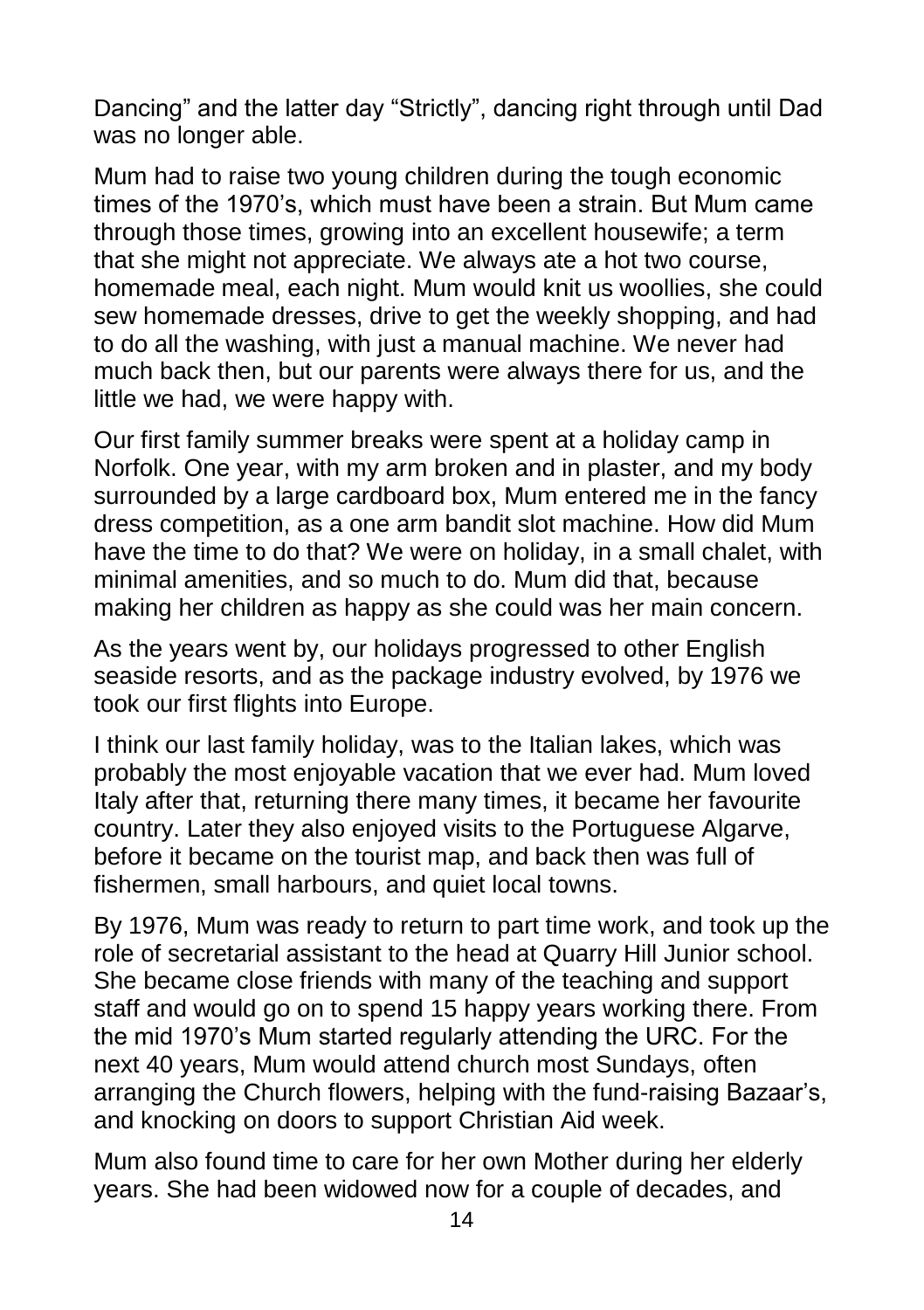Dancing" and the latter day "Strictly", dancing right through until Dad was no longer able.

Mum had to raise two young children during the tough economic times of the 1970's, which must have been a strain. But Mum came through those times, growing into an excellent housewife; a term that she might not appreciate. We always ate a hot two course, homemade meal, each night. Mum would knit us woollies, she could sew homemade dresses, drive to get the weekly shopping, and had to do all the washing, with just a manual machine. We never had much back then, but our parents were always there for us, and the little we had, we were happy with.

Our first family summer breaks were spent at a holiday camp in Norfolk. One year, with my arm broken and in plaster, and my body surrounded by a large cardboard box, Mum entered me in the fancy dress competition, as a one arm bandit slot machine. How did Mum have the time to do that? We were on holiday, in a small chalet, with minimal amenities, and so much to do. Mum did that, because making her children as happy as she could was her main concern.

As the years went by, our holidays progressed to other English seaside resorts, and as the package industry evolved, by 1976 we took our first flights into Europe.

I think our last family holiday, was to the Italian lakes, which was probably the most enjoyable vacation that we ever had. Mum loved Italy after that, returning there many times, it became her favourite country. Later they also enjoyed visits to the Portuguese Algarve, before it became on the tourist map, and back then was full of fishermen, small harbours, and quiet local towns.

By 1976, Mum was ready to return to part time work, and took up the role of secretarial assistant to the head at Quarry Hill Junior school. She became close friends with many of the teaching and support staff and would go on to spend 15 happy years working there. From the mid 1970's Mum started regularly attending the URC. For the next 40 years, Mum would attend church most Sundays, often arranging the Church flowers, helping with the fund-raising Bazaar's, and knocking on doors to support Christian Aid week.

Mum also found time to care for her own Mother during her elderly years. She had been widowed now for a couple of decades, and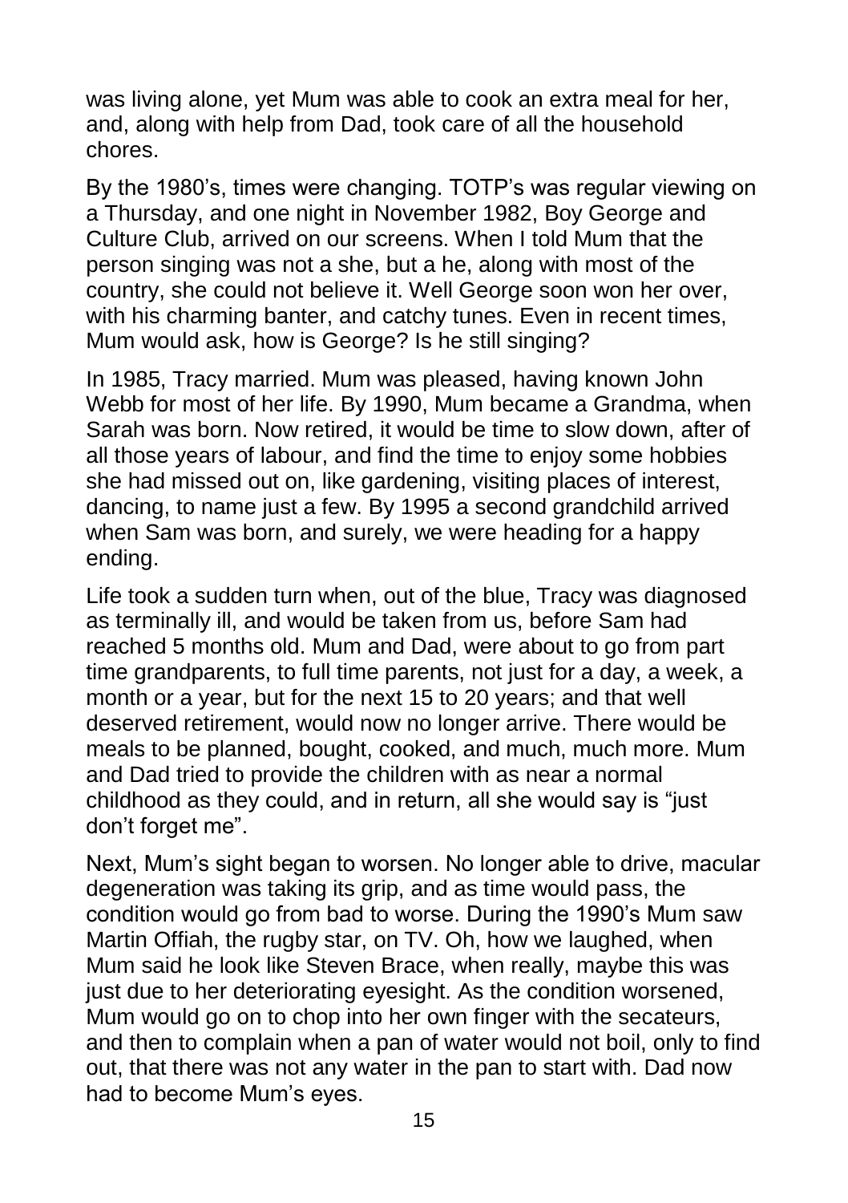was living alone, yet Mum was able to cook an extra meal for her, and, along with help from Dad, took care of all the household chores.

By the 1980's, times were changing. TOTP's was regular viewing on a Thursday, and one night in November 1982, Boy George and Culture Club, arrived on our screens. When I told Mum that the person singing was not a she, but a he, along with most of the country, she could not believe it. Well George soon won her over, with his charming banter, and catchy tunes. Even in recent times, Mum would ask, how is George? Is he still singing?

In 1985, Tracy married. Mum was pleased, having known John Webb for most of her life. By 1990, Mum became a Grandma, when Sarah was born. Now retired, it would be time to slow down, after of all those years of labour, and find the time to enjoy some hobbies she had missed out on, like gardening, visiting places of interest, dancing, to name just a few. By 1995 a second grandchild arrived when Sam was born, and surely, we were heading for a happy ending.

Life took a sudden turn when, out of the blue, Tracy was diagnosed as terminally ill, and would be taken from us, before Sam had reached 5 months old. Mum and Dad, were about to go from part time grandparents, to full time parents, not just for a day, a week, a month or a year, but for the next 15 to 20 years; and that well deserved retirement, would now no longer arrive. There would be meals to be planned, bought, cooked, and much, much more. Mum and Dad tried to provide the children with as near a normal childhood as they could, and in return, all she would say is "just don't forget me".

Next, Mum's sight began to worsen. No longer able to drive, macular degeneration was taking its grip, and as time would pass, the condition would go from bad to worse. During the 1990's Mum saw Martin Offiah, the rugby star, on TV. Oh, how we laughed, when Mum said he look like Steven Brace, when really, maybe this was just due to her deteriorating eyesight. As the condition worsened, Mum would go on to chop into her own finger with the secateurs, and then to complain when a pan of water would not boil, only to find out, that there was not any water in the pan to start with. Dad now had to become Mum's eyes.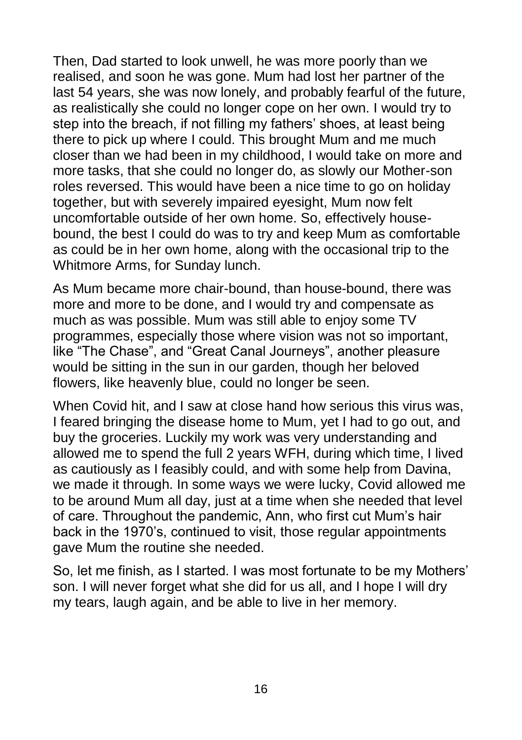Then, Dad started to look unwell, he was more poorly than we realised, and soon he was gone. Mum had lost her partner of the last 54 years, she was now lonely, and probably fearful of the future, as realistically she could no longer cope on her own. I would try to step into the breach, if not filling my fathers' shoes, at least being there to pick up where I could. This brought Mum and me much closer than we had been in my childhood, I would take on more and more tasks, that she could no longer do, as slowly our Mother-son roles reversed. This would have been a nice time to go on holiday together, but with severely impaired eyesight, Mum now felt uncomfortable outside of her own home. So, effectively house-bound, the best I could do was to try and keep Mum as comfortable as could be in her own home, along with the occasional trip to the Whitmore Arms, for Sunday lunch.

As Mum became more chair-bound, than house-bound, there was more and more to be done, and I would try and compensate as much as was possible. Mum was still able to enjoy some TV programmes, especially those where vision was not so important, like "The Chase", and "Great Canal Journeys", another pleasure would be sitting in the sun in our garden, though her beloved flowers, like heavenly blue, could no longer be seen.

When Covid hit, and I saw at close hand how serious this virus was, I feared bringing the disease home to Mum, yet I had to go out, and buy the groceries. Luckily my work was very understanding and allowed me to spend the full 2 years WFH, during which time, I lived as cautiously as I feasibly could, and with some help from Davina, we made it through. In some ways we were lucky, Covid allowed me to be around Mum all day, just at a time when she needed that level of care. Throughout the pandemic, Ann, who first cut Mum's hair back in the 1970's, continued to visit, those regular appointments gave Mum the routine she needed.

So, let me finish, as I started. I was most fortunate to be my Mothers' son. I will never forget what she did for us all, and I hope I will dry my tears, laugh again, and be able to live in her memory.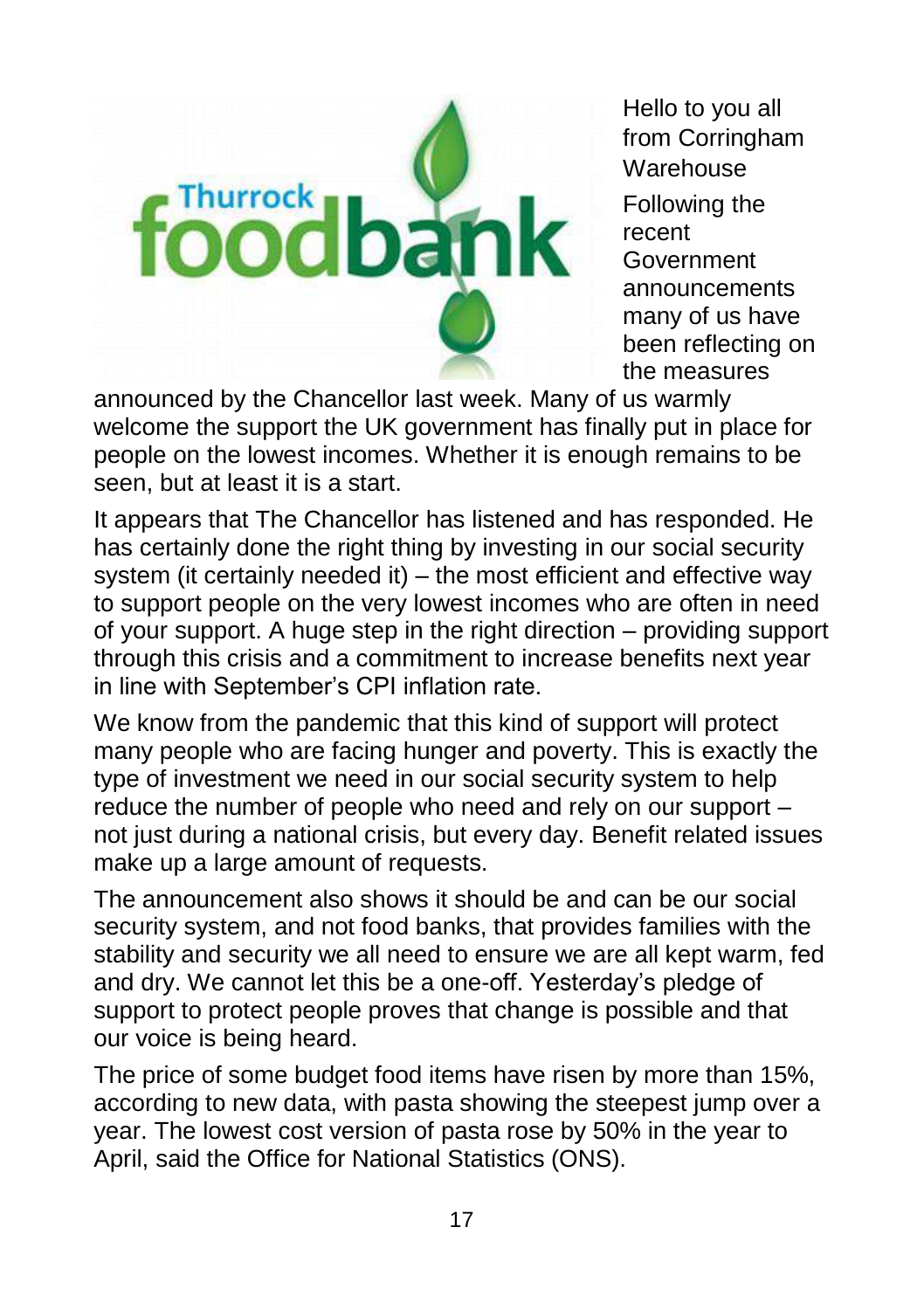Hello to you all from Corringham Warehouse

Following the recent Government announcements many of us have been reflecting on the measures announced by the Chancellor last week. Many of us warmly welcome the support the UK government has finally put in place for people on the lowest incomes. Whether it is enough remains to be seen, but at least it is a start.

It appears that The Chancellor has listened and has responded. He has certainly done the right thing by investing in our social security system (it certainly needed it) – the most efficient and effective way to support people on the very lowest incomes who are often in need of your support. A huge step in the right direction – providing support through this crisis and a commitment to increase benefits next year in line with September's CPI inflation rate.

We know from the pandemic that this kind of support will protect many people who are facing hunger and poverty. This is exactly the type of investment we need in our social security system to help reduce the number of people who need and rely on our support – not just during a national crisis, but every day. Benefit related issues make up a large amount of requests.

The announcement also shows it should be and can be our social security system, and not food banks, that provides families with the stability and security we all need to ensure we are all kept warm, fed and dry. We cannot let this be a one-off. Yesterday's pledge of support to protect people proves that change is possible and that our voice is being heard.

The price of some budget food items have risen by more than 15%, according to new data, with pasta showing the steepest jump over a year. The lowest cost version of pasta rose by 50% in the year to April, said the Office for National Statistics (ONS).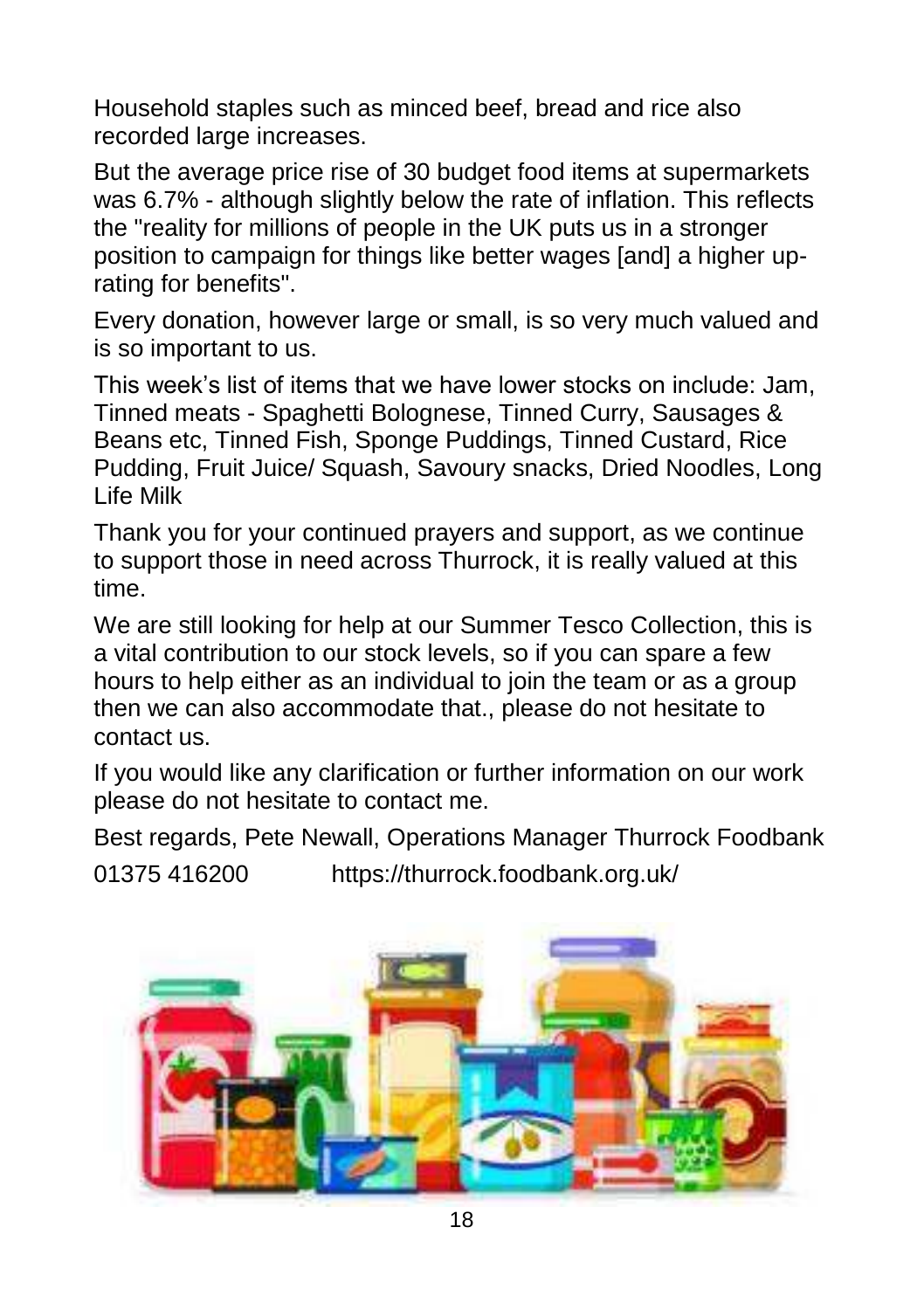Household staples such as minced beef, bread and rice also recorded large increases.

But the average price rise of 30 budget food items at supermarkets was 6.7% - although slightly below the rate of inflation. This reflects the "reality for millions of people in the UK puts us in a stronger position to campaign for things like better wages [and] a higher up-rating for benefits".

Every donation, however large or small, is so very much valued and is so important to us.

This week's list of items that we have lower stocks on include: Jam, Tinned meats - Spaghetti Bolognese, Tinned Curry, Sausages & Beans etc, Tinned Fish, Sponge Puddings, Tinned Custard, Rice Pudding, Fruit Juice/ Squash, Savoury snacks, Dried Noodles, Long Life Milk

Thank you for your continued prayers and support, as we continue to support those in need across Thurrock, it is really valued at this time.

We are still looking for help at our Summer Tesco Collection, this is a vital contribution to our stock levels, so if you can spare a few hours to help either as an individual to join the team or as a group then we can also accommodate that., please do not hesitate to contact us.

If you would like any clarification or further information on our work please do not hesitate to contact me.

Best regards, Pete Newall, Operations Manager Thurrock Foodbank

01375 416200 https://thurrock.foodbank.org.uk/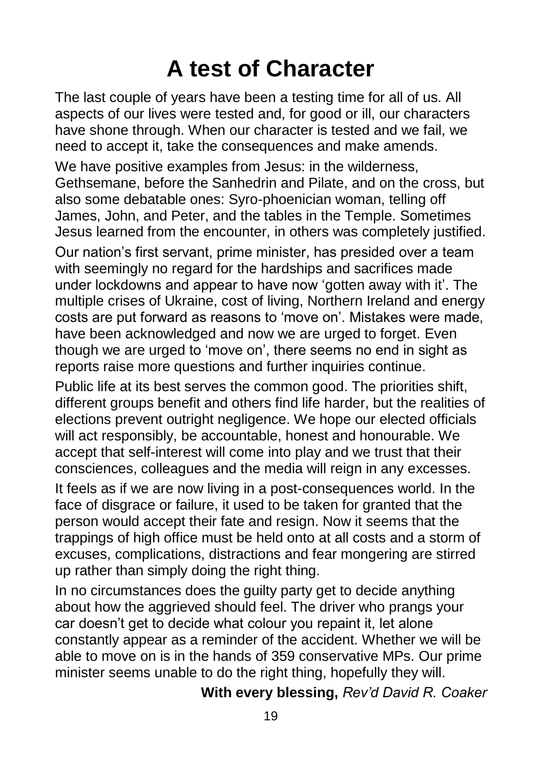# A test of Character

The last couple of years have been a testing time for all of us. All aspects of our lives were tested and, for good or ill, our characters have shone through. When our character is tested and we fail, we need to accept it, take the consequences and make amends.

We have positive examples from Jesus: in the wilderness, Gethsemane, before the Sanhedrin and Pilate, and on the cross, but also some debatable ones: Syro-phoenician woman, telling off James, John, and Peter, and the tables in the Temple. Sometimes Jesus learned from the encounter, in others was completely justified.

Our nation's first servant, prime minister, has presided over a team with seemingly no regard for the hardships and sacrifices made under lockdowns and appear to have now 'gotten away with it'. The multiple crises of Ukraine, cost of living, Northern Ireland and energy costs are put forward as reasons to 'move on'. Mistakes were made, have been acknowledged and now we are urged to forget. Even though we are urged to 'move on', there seems no end in sight as reports raise more questions and further inquiries continue.

Public life at its best serves the common good. The priorities shift, different groups benefit and others find life harder, but the realities of elections prevent outright negligence. We hope our elected officials will act responsibly, be accountable, honest and honourable. We accept that self-interest will come into play and we trust that their consciences, colleagues and the media will reign in any excesses.

It feels as if we are now living in a post-consequences world. In the face of disgrace or failure, it used to be taken for granted that the person would accept their fate and resign. Now it seems that the trappings of high office must be held onto at all costs and a storm of excuses, complications, distractions and fear mongering are stirred up rather than simply doing the right thing.

In no circumstances does the guilty party get to decide anything about how the aggrieved should feel. The driver who prangs your car doesn't get to decide what colour you repaint it, let alone constantly appear as a reminder of the accident. Whether we will be able to move on is in the hands of 359 conservative MPs. Our prime minister seems unable to do the right thing, hopefully they will.

**With every blessing,** *Rev'd David R. Coaker*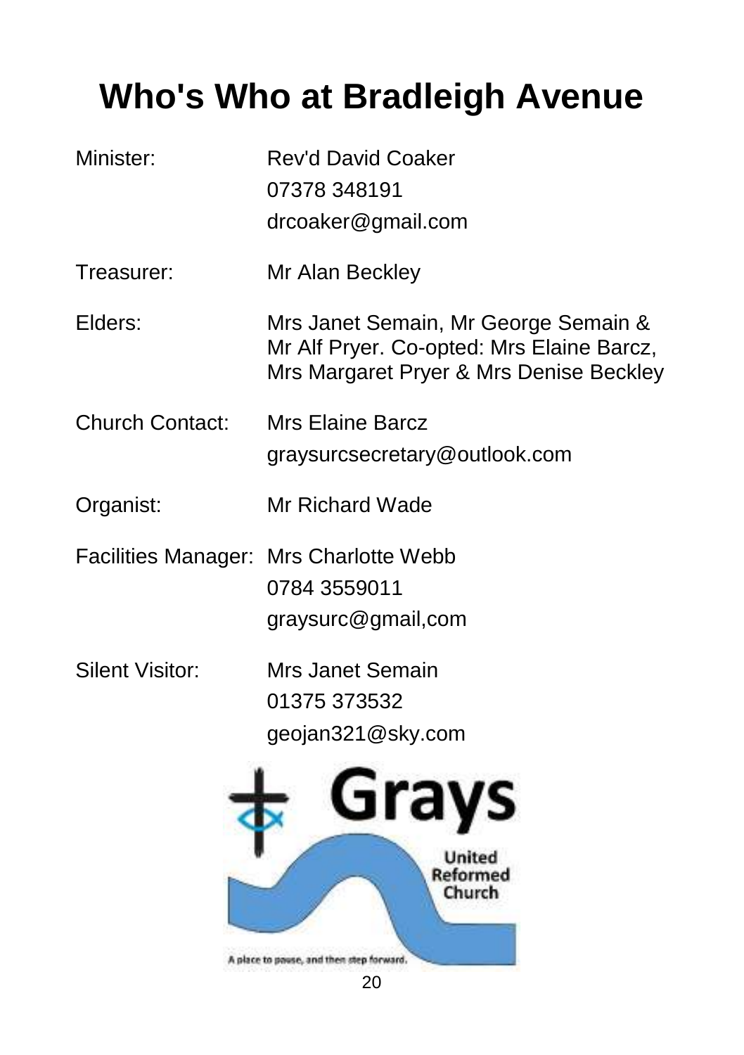# Who's Who at Bradleigh Avenue

| | |
|---|---|
| Minister: | Rev'd David Coaker<br>07378 348191<br>drcoaker@gmail.com |
| Treasurer: | Mr Alan Beckley |
| Elders: | Mrs Janet Semain, Mr George Semain & Mr Alf Pryer. Co-opted: Mrs Elaine Barcz, Mrs Margaret Pryer & Mrs Denise Beckley |
| Church Contact: | Mrs Elaine Barcz<br>graysurcsecretary@outlook.com |
| Organist: | Mr Richard Wade |
| Facilities Manager: | Mrs Charlotte Webb<br>0784 3559011<br>graysurc@gmail,com |
| Silent Visitor: | Mrs Janet Semain<br>01375 373532<br>geojan321@sky.com |

Grays United Reformed Church

A place to pause, and then step forward.